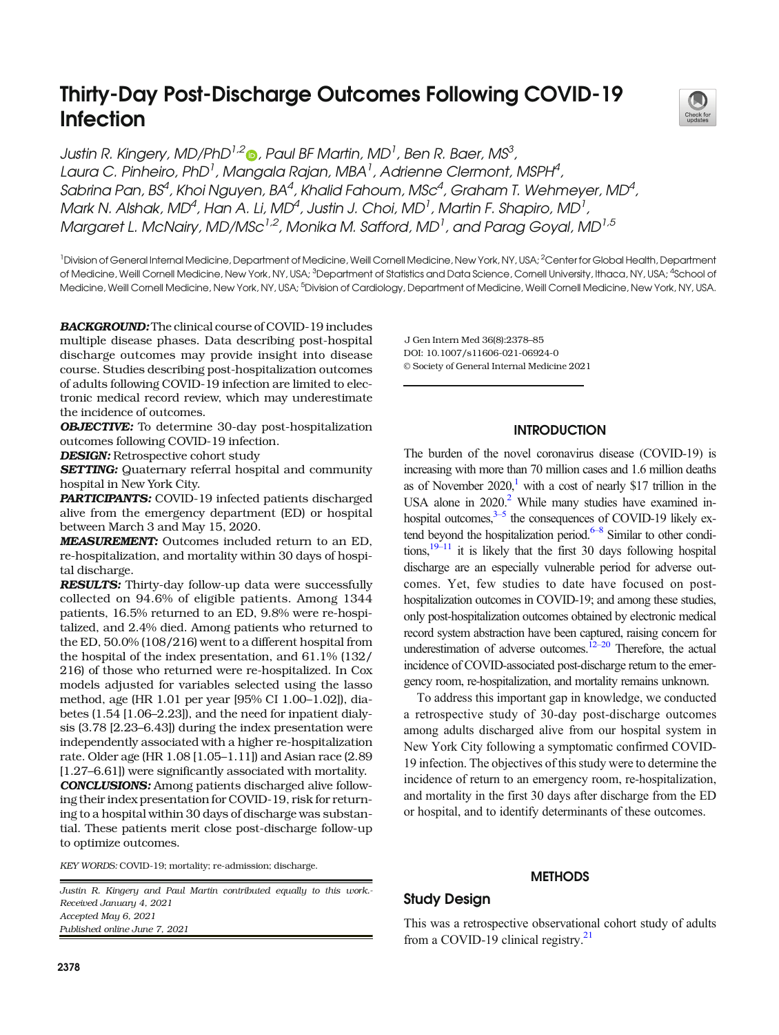# Thirty-Day Post-Discharge Outcomes Following COVID-19 Infection

*Justin R. Kingery, MD/PhD[1,2], Paul BF Martin, MD[1], Ben R. Baer, MS[3], Laura C. Pinheiro, PhD[1], Mangala Rajan, MBA[1], Adrienne Clermont, MSPH[4], Sabrina Pan, BS[4], Khoi Nguyen, BA[4], Khalid Fahoum, MSc[4], Graham T. Wehmeyer, MD[4], Mark N. Alshak, MD[4], Han A. Li, MD[4], Justin J. Choi, MD[1], Martin F. Shapiro, MD[1], Margaret L. McNairy, MD/MSc[1,2], Monika M. Safford, MD[1], and Parag Goyal, MD[1,5]*

[1]Division of General Internal Medicine, Department of Medicine, Weill Cornell Medicine, New York, NY, USA; [2]Center for Global Health, Department of Medicine, Weill Cornell Medicine, New York, NY, USA; [3]Department of Statistics and Data Science, Cornell University, Ithaca, NY, USA; [4]School of Medicine, Weill Cornell Medicine, New York, NY, USA; [5]Division of Cardiology, Department of Medicine, Weill Cornell Medicine, New York, NY, USA.

***BACKGROUND:*** The clinical course of COVID-19 includes multiple disease phases. Data describing post-hospital discharge outcomes may provide insight into disease course. Studies describing post-hospitalization outcomes of adults following COVID-19 infection are limited to electronic medical record review, which may underestimate the incidence of outcomes.

***OBJECTIVE:*** To determine 30-day post-hospitalization outcomes following COVID-19 infection.

***DESIGN:*** Retrospective cohort study

***SETTING:*** Quaternary referral hospital and community hospital in New York City.

***PARTICIPANTS:*** COVID-19 infected patients discharged alive from the emergency department (ED) or hospital between March 3 and May 15, 2020.

***MEASUREMENT:*** Outcomes included return to an ED, re-hospitalization, and mortality within 30 days of hospital discharge.

***RESULTS:*** Thirty-day follow-up data were successfully collected on 94.6% of eligible patients. Among 1344 patients, 16.5% returned to an ED, 9.8% were re-hospitalized, and 2.4% died. Among patients who returned to the ED, 50.0% (108/216) went to a different hospital from the hospital of the index presentation, and 61.1% (132/216) of those who returned were re-hospitalized. In Cox models adjusted for variables selected using the lasso method, age (HR 1.01 per year [95% CI 1.00–1.02]), diabetes (1.54 [1.06–2.23]), and the need for inpatient dialysis (3.78 [2.23–6.43]) during the index presentation were independently associated with a higher re-hospitalization rate. Older age (HR 1.08 [1.05–1.11]) and Asian race (2.89 [1.27–6.61]) were significantly associated with mortality.

***CONCLUSIONS:*** Among patients discharged alive following their index presentation for COVID-19, risk for returning to a hospital within 30 days of discharge was substantial. These patients merit close post-discharge follow-up to optimize outcomes.

*KEY WORDS:* COVID-19; mortality; re-admission; discharge.

*Justin R. Kingery and Paul Martin contributed equally to this work.*
*Received January 4, 2021*
*Accepted May 6, 2021*
*Published online June 7, 2021*

J Gen Intern Med 36(8):2378–85
DOI: 10.1007/s11606-021-06924-0
© Society of General Internal Medicine 2021

## INTRODUCTION

The burden of the novel coronavirus disease (COVID-19) is increasing with more than 70 million cases and 1.6 million deaths as of November 2020,[1] with a cost of nearly $17 trillion in the USA alone in 2020.[2] While many studies have examined in-hospital outcomes,[3–5] the consequences of COVID-19 likely extend beyond the hospitalization period.[6–8] Similar to other conditions,[19–11] it is likely that the first 30 days following hospital discharge are an especially vulnerable period for adverse outcomes. Yet, few studies to date have focused on post-hospitalization outcomes in COVID-19; and among these studies, only post-hospitalization outcomes obtained by electronic medical record system abstraction have been captured, raising concern for underestimation of adverse outcomes.[12–20] Therefore, the actual incidence of COVID-associated post-discharge return to the emergency room, re-hospitalization, and mortality remains unknown.

To address this important gap in knowledge, we conducted a retrospective study of 30-day post-discharge outcomes among adults discharged alive from our hospital system in New York City following a symptomatic confirmed COVID-19 infection. The objectives of this study were to determine the incidence of return to an emergency room, re-hospitalization, and mortality in the first 30 days after discharge from the ED or hospital, and to identify determinants of these outcomes.

## METHODS

### Study Design

This was a retrospective observational cohort study of adults from a COVID-19 clinical registry.[21]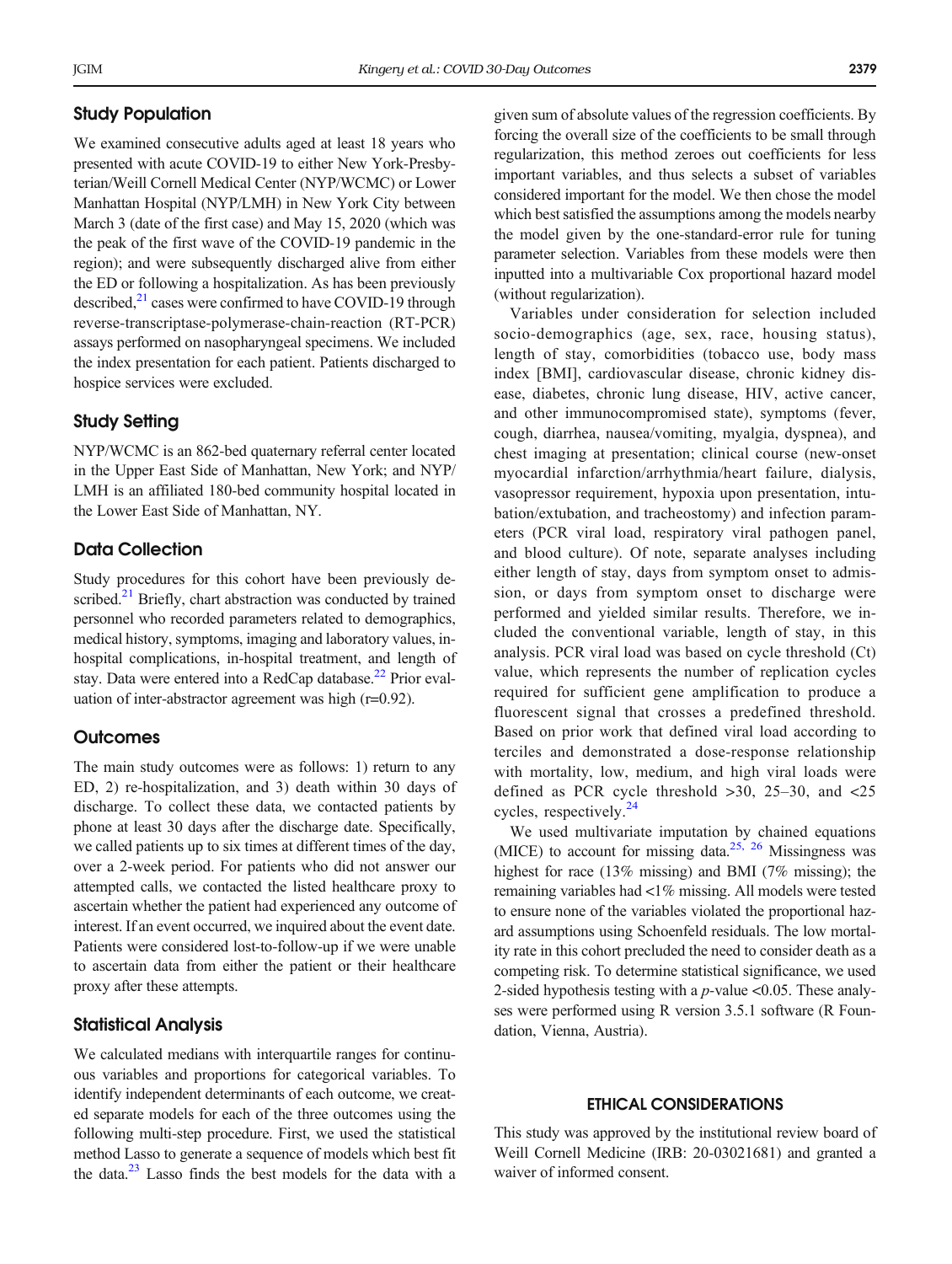## Study Population

We examined consecutive adults aged at least 18 years who presented with acute COVID-19 to either New York-Presbyterian/Weill Cornell Medical Center (NYP/WCMC) or Lower Manhattan Hospital (NYP/LMH) in New York City between March 3 (date of the first case) and May 15, 2020 (which was the peak of the first wave of the COVID-19 pandemic in the region); and were subsequently discharged alive from either the ED or following a hospitalization. As has been previously described,[21] cases were confirmed to have COVID-19 through reverse-transcriptase-polymerase-chain-reaction (RT-PCR) assays performed on nasopharyngeal specimens. We included the index presentation for each patient. Patients discharged to hospice services were excluded.

## Study Setting

NYP/WCMC is an 862-bed quaternary referral center located in the Upper East Side of Manhattan, New York; and NYP/LMH is an affiliated 180-bed community hospital located in the Lower East Side of Manhattan, NY.

## Data Collection

Study procedures for this cohort have been previously described.[21] Briefly, chart abstraction was conducted by trained personnel who recorded parameters related to demographics, medical history, symptoms, imaging and laboratory values, in-hospital complications, in-hospital treatment, and length of stay. Data were entered into a RedCap database.[22] Prior evaluation of inter-abstractor agreement was high (r=0.92).

## Outcomes

The main study outcomes were as follows: 1) return to any ED, 2) re-hospitalization, and 3) death within 30 days of discharge. To collect these data, we contacted patients by phone at least 30 days after the discharge date. Specifically, we called patients up to six times at different times of the day, over a 2-week period. For patients who did not answer our attempted calls, we contacted the listed healthcare proxy to ascertain whether the patient had experienced any outcome of interest. If an event occurred, we inquired about the event date. Patients were considered lost-to-follow-up if we were unable to ascertain data from either the patient or their healthcare proxy after these attempts.

## Statistical Analysis

We calculated medians with interquartile ranges for continuous variables and proportions for categorical variables. To identify independent determinants of each outcome, we created separate models for each of the three outcomes using the following multi-step procedure. First, we used the statistical method Lasso to generate a sequence of models which best fit the data.[23] Lasso finds the best models for the data with a given sum of absolute values of the regression coefficients. By forcing the overall size of the coefficients to be small through regularization, this method zeroes out coefficients for less important variables, and thus selects a subset of variables considered important for the model. We then chose the model which best satisfied the assumptions among the models nearby the model given by the one-standard-error rule for tuning parameter selection. Variables from these models were then inputted into a multivariable Cox proportional hazard model (without regularization).

Variables under consideration for selection included socio-demographics (age, sex, race, housing status), length of stay, comorbidities (tobacco use, body mass index [BMI], cardiovascular disease, chronic kidney disease, diabetes, chronic lung disease, HIV, active cancer, and other immunocompromised state), symptoms (fever, cough, diarrhea, nausea/vomiting, myalgia, dyspnea), and chest imaging at presentation; clinical course (new-onset myocardial infarction/arrhythmia/heart failure, dialysis, vasopressor requirement, hypoxia upon presentation, intubation/extubation, and tracheostomy) and infection parameters (PCR viral load, respiratory viral pathogen panel, and blood culture). Of note, separate analyses including either length of stay, days from symptom onset to admission, or days from symptom onset to discharge were performed and yielded similar results. Therefore, we included the conventional variable, length of stay, in this analysis. PCR viral load was based on cycle threshold (Ct) value, which represents the number of replication cycles required for sufficient gene amplification to produce a fluorescent signal that crosses a predefined threshold. Based on prior work that defined viral load according to terciles and demonstrated a dose-response relationship with mortality, low, medium, and high viral loads were defined as PCR cycle threshold >30, 25–30, and <25 cycles, respectively.[24]

We used multivariate imputation by chained equations (MICE) to account for missing data.[25, 26] Missingness was highest for race (13% missing) and BMI (7% missing); the remaining variables had <1% missing. All models were tested to ensure none of the variables violated the proportional hazard assumptions using Schoenfeld residuals. The low mortality rate in this cohort precluded the need to consider death as a competing risk. To determine statistical significance, we used 2-sided hypothesis testing with a $p$-value $<0.05$. These analyses were performed using R version 3.5.1 software (R Foundation, Vienna, Austria).

## ETHICAL CONSIDERATIONS

This study was approved by the institutional review board of Weill Cornell Medicine (IRB: 20-03021681) and granted a waiver of informed consent.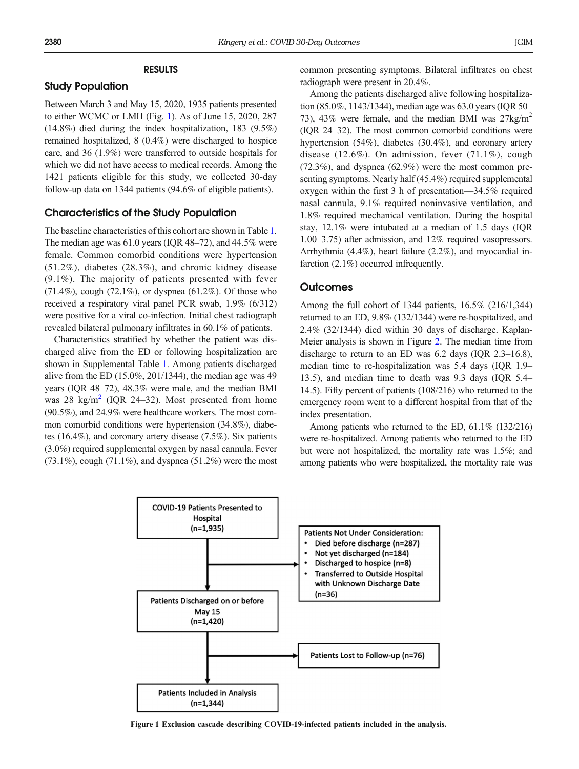## RESULTS

### Study Population

Between March 3 and May 15, 2020, 1935 patients presented to either WCMC or LMH (Fig. 1). As of June 15, 2020, 287 (14.8%) died during the index hospitalization, 183 (9.5%) remained hospitalized, 8 (0.4%) were discharged to hospice care, and 36 (1.9%) were transferred to outside hospitals for which we did not have access to medical records. Among the 1421 patients eligible for this study, we collected 30-day follow-up data on 1344 patients (94.6% of eligible patients).

### Characteristics of the Study Population

The baseline characteristics of this cohort are shown in Table 1. The median age was 61.0 years (IQR 48–72), and 44.5% were female. Common comorbid conditions were hypertension (51.2%), diabetes (28.3%), and chronic kidney disease (9.1%). The majority of patients presented with fever (71.4%), cough (72.1%), or dyspnea (61.2%). Of those who received a respiratory viral panel PCR swab, 1.9% (6/312) were positive for a viral co-infection. Initial chest radiograph revealed bilateral pulmonary infiltrates in 60.1% of patients.

Characteristics stratified by whether the patient was discharged alive from the ED or following hospitalization are shown in Supplemental Table 1. Among patients discharged alive from the ED (15.0%, 201/1344), the median age was 49 years (IQR 48–72), 48.3% were male, and the median BMI was 28 kg/m$^2$ (IQR 24–32). Most presented from home (90.5%), and 24.9% were healthcare workers. The most common comorbid conditions were hypertension (34.8%), diabetes (16.4%), and coronary artery disease (7.5%). Six patients (3.0%) required supplemental oxygen by nasal cannula. Fever (73.1%), cough (71.1%), and dyspnea (51.2%) were the most common presenting symptoms. Bilateral infiltrates on chest radiograph were present in 20.4%.

Among the patients discharged alive following hospitalization (85.0%, 1143/1344), median age was 63.0 years (IQR 50–73), 43% were female, and the median BMI was 27kg/m$^2$ (IQR 24–32). The most common comorbid conditions were hypertension (54%), diabetes (30.4%), and coronary artery disease (12.6%). On admission, fever (71.1%), cough (72.3%), and dyspnea (62.9%) were the most common presenting symptoms. Nearly half (45.4%) required supplemental oxygen within the first 3 h of presentation—34.5% required nasal cannula, 9.1% required noninvasive ventilation, and 1.8% required mechanical ventilation. During the hospital stay, 12.1% were intubated at a median of 1.5 days (IQR 1.00–3.75) after admission, and 12% required vasopressors. Arrhythmia (4.4%), heart failure (2.2%), and myocardial infarction (2.1%) occurred infrequently.

### Outcomes

Among the full cohort of 1344 patients, 16.5% (216/1,344) returned to an ED, 9.8% (132/1344) were re-hospitalized, and 2.4% (32/1344) died within 30 days of discharge. Kaplan-Meier analysis is shown in Figure 2. The median time from discharge to return to an ED was 6.2 days (IQR 2.3–16.8), median time to re-hospitalization was 5.4 days (IQR 1.9–13.5), and median time to death was 9.3 days (IQR 5.4–14.5). Fifty percent of patients (108/216) who returned to the emergency room went to a different hospital from that of the index presentation.

Among patients who returned to the ED, 61.1% (132/216) were re-hospitalized. Among patients who returned to the ED but were not hospitalized, the mortality rate was 1.5%; and among patients who were hospitalized, the mortality rate was

COVID-19 Patients Presented to Hospital (n=1,935)

Patients Not Under Consideration:
- Died before discharge (n=287)
- Not yet discharged (n=184)
- Discharged to hospice (n=8)
- Transferred to Outside Hospital with Unknown Discharge Date (n=36)

Patients Discharged on or before May 15 (n=1,420)

Patients Lost to Follow-up (n=76)

Patients Included in Analysis (n=1,344)

**Figure 1** Exclusion cascade describing COVID-19-infected patients included in the analysis.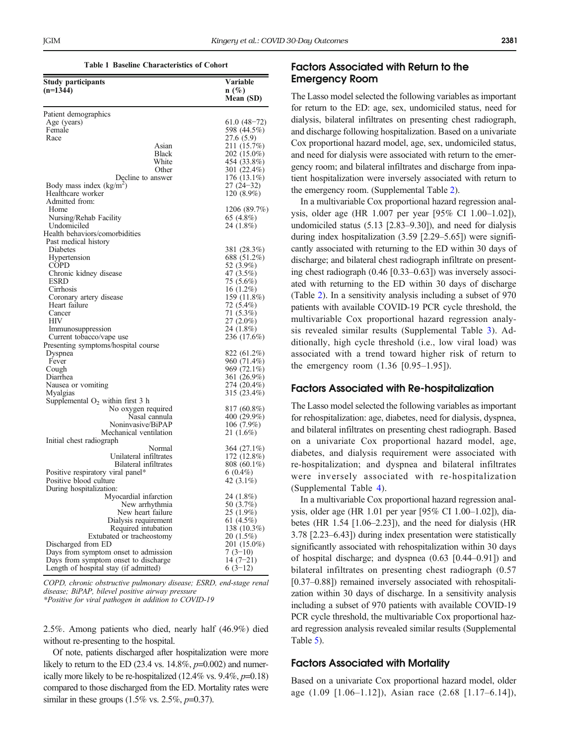**Table 1 Baseline Characteristics of Cohort**

| Study participants (n=1344) | Variable n (%) Mean (SD) |
|---|---|
| Patient demographics | |
| Age (years) | 61.0 (48–72) |
| Female | 598 (44.5%) |
| Race | 27.6 (5.9) |
| Asian | 211 (15.7%) |
| Black | 202 (15.0%) |
| White | 454 (33.8%) |
| Other | 301 (22.4%) |
| Decline to answer | 176 (13.1%) |
| Body mass index (kg/m$^2$) | 27 (24–32) |
| Healthcare worker | 120 (8.9%) |
| Admitted from: | |
| Home | 1206 (89.7%) |
| Nursing/Rehab Facility | 65 (4.8%) |
| Undomiciled | 24 (1.8%) |
| Health behaviors/comorbidities | |
| Past medical history | |
| Diabetes | 381 (28.3%) |
| Hypertension | 688 (51.2%) |
| COPD | 52 (3.9%) |
| Chronic kidney disease | 47 (3.5%) |
| ESRD | 75 (5.6%) |
| Cirrhosis | 16 (1.2%) |
| Coronary artery disease | 159 (11.8%) |
| Heart failure | 72 (5.4%) |
| Cancer | 71 (5.3%) |
| HIV | 27 (2.0%) |
| Immunosuppression | 24 (1.8%) |
| Current tobacco/vape use | 236 (17.6%) |
| Presenting symptoms/hospital course | |
| Dyspnea | 822 (61.2%) |
| Fever | 960 (71.4%) |
| Cough | 969 (72.1%) |
| Diarrhea | 361 (26.9%) |
| Nausea or vomiting | 274 (20.4%) |
| Myalgias | 315 (23.4%) |
| Supplemental O$_2$ within first 3 h | |
| No oxygen required | 817 (60.8%) |
| Nasal cannula | 400 (29.9%) |
| Noninvasive/BiPAP | 106 (7.9%) |
| Mechanical ventilation | 21 (1.6%) |
| Initial chest radiograph | |
| Normal | 364 (27.1%) |
| Unilateral infiltrates | 172 (12.8%) |
| Bilateral infiltrates | 808 (60.1%) |
| Positive respiratory viral panel* | 6 (0.4%) |
| Positive blood culture | 42 (3.1%) |
| During hospitalization: | |
| Myocardial infarction | 24 (1.8%) |
| New arrhythmia | 50 (3.7%) |
| New heart failure | 25 (1.9%) |
| Dialysis requirement | 61 (4.5%) |
| Required intubation | 138 (10.3%) |
| Extubated or tracheostomy | 20 (1.5%) |
| Discharged from ED | 201 (15.0%) |
| Days from symptom onset to admission | 7 (3–10) |
| Days from symptom onset to discharge | 14 (7–21) |
| Length of hospital stay (if admitted) | 6 (3–12) |

*COPD, chronic obstructive pulmonary disease; ESRD, end-stage renal disease; BiPAP, bilevel positive airway pressure*
*\*Positive for viral pathogen in addition to COVID-19*

2.5%. Among patients who died, nearly half (46.9%) died without re-presenting to the hospital.

Of note, patients discharged after hospitalization were more likely to return to the ED (23.4 vs. 14.8%, $p$=0.002) and numerically more likely to be re-hospitalized (12.4% vs. 9.4%, $p$=0.18) compared to those discharged from the ED. Mortality rates were similar in these groups (1.5% vs. 2.5%, $p$=0.37).

## Factors Associated with Return to the Emergency Room

The Lasso model selected the following variables as important for return to the ED: age, sex, undomiciled status, need for dialysis, bilateral infiltrates on presenting chest radiograph, and discharge following hospitalization. Based on a univariate Cox proportional hazard model, age, sex, undomiciled status, and need for dialysis were associated with return to the emergency room; and bilateral infiltrates and discharge from inpatient hospitalization were inversely associated with return to the emergency room. (Supplemental Table 2).

In a multivariable Cox proportional hazard regression analysis, older age (HR 1.007 per year [95% CI 1.00–1.02]), undomiciled status (5.13 [2.83–9.30]), and need for dialysis during index hospitalization (3.59 [2.29–5.65]) were significantly associated with returning to the ED within 30 days of discharge; and bilateral chest radiograph infiltrate on presenting chest radiograph (0.46 [0.33–0.63]) was inversely associated with returning to the ED within 30 days of discharge (Table 2). In a sensitivity analysis including a subset of 970 patients with available COVID-19 PCR cycle threshold, the multivariable Cox proportional hazard regression analysis revealed similar results (Supplemental Table 3). Additionally, high cycle threshold (i.e., low viral load) was associated with a trend toward higher risk of return to the emergency room (1.36 [0.95–1.95]).

## Factors Associated with Re-hospitalization

The Lasso model selected the following variables as important for rehospitalization: age, diabetes, need for dialysis, dyspnea, and bilateral infiltrates on presenting chest radiograph. Based on a univariate Cox proportional hazard model, age, diabetes, and dialysis requirement were associated with re-hospitalization; and dyspnea and bilateral infiltrates were inversely associated with re-hospitalization (Supplemental Table 4).

In a multivariable Cox proportional hazard regression analysis, older age (HR 1.01 per year [95% CI 1.00–1.02]), diabetes (HR 1.54 [1.06–2.23]), and the need for dialysis (HR 3.78 [2.23–6.43]) during index presentation were statistically significantly associated with rehospitalization within 30 days of hospital discharge; and dyspnea (0.63 [0.44–0.91]) and bilateral infiltrates on presenting chest radiograph (0.57 [0.37–0.88]) remained inversely associated with rehospitalization within 30 days of discharge. In a sensitivity analysis including a subset of 970 patients with available COVID-19 PCR cycle threshold, the multivariable Cox proportional hazard regression analysis revealed similar results (Supplemental Table 5).

## Factors Associated with Mortality

Based on a univariate Cox proportional hazard model, older age (1.09 [1.06–1.12]), Asian race (2.68 [1.17–6.14]),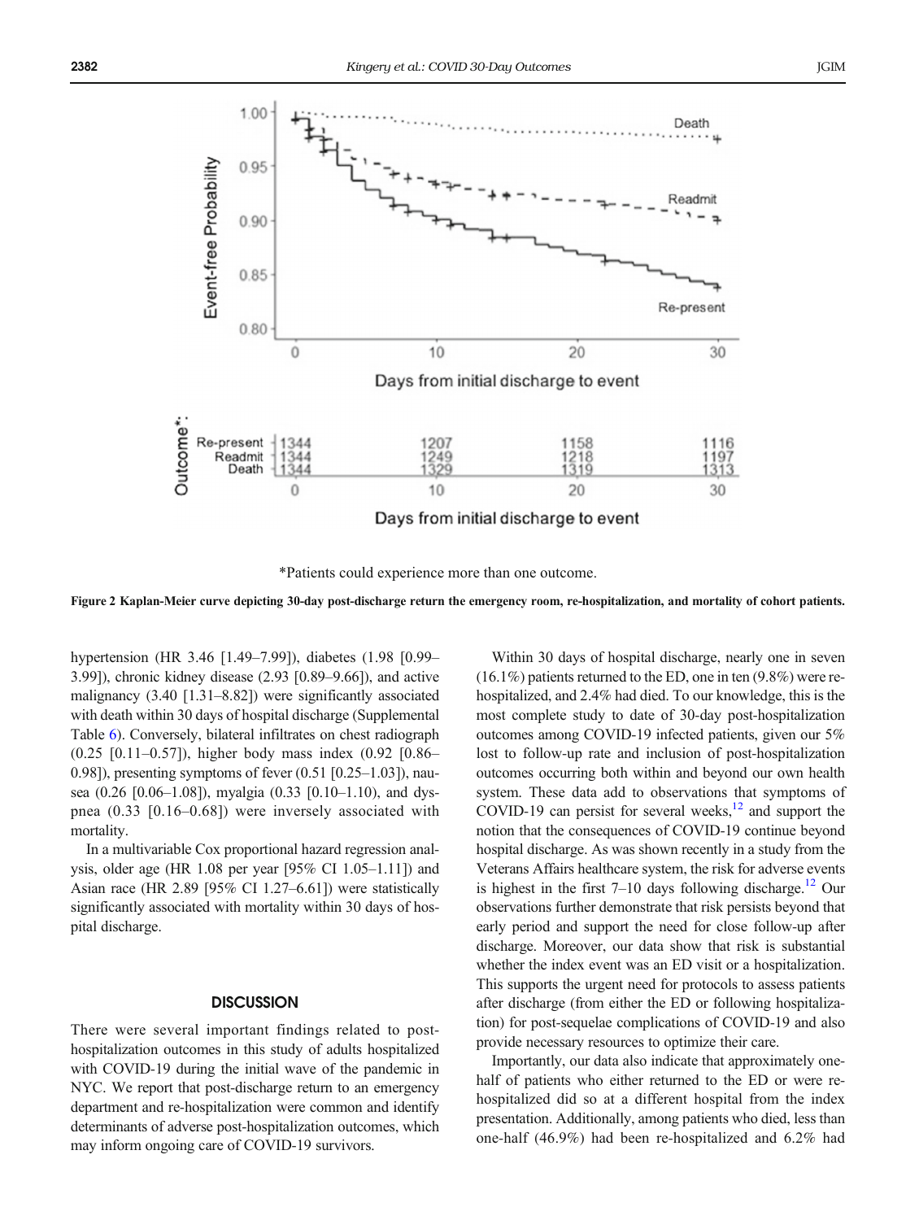*Patients could experience more than one outcome.

**Figure 2 Kaplan-Meier curve depicting 30-day post-discharge return the emergency room, re-hospitalization, and mortality of cohort patients.**

hypertension (HR 3.46 [1.49–7.99]), diabetes (1.98 [0.99–3.99]), chronic kidney disease (2.93 [0.89–9.66]), and active malignancy (3.40 [1.31–8.82]) were significantly associated with death within 30 days of hospital discharge (Supplemental Table 6). Conversely, bilateral infiltrates on chest radiograph (0.25 [0.11–0.57]), higher body mass index (0.92 [0.86–0.98]), presenting symptoms of fever (0.51 [0.25–1.03]), nausea (0.26 [0.06–1.08]), myalgia (0.33 [0.10–1.10]), and dyspnea (0.33 [0.16–0.68]) were inversely associated with mortality.

In a multivariable Cox proportional hazard regression analysis, older age (HR 1.08 per year [95% CI 1.05–1.11]) and Asian race (HR 2.89 [95% CI 1.27–6.61]) were statistically significantly associated with mortality within 30 days of hospital discharge.

## DISCUSSION

There were several important findings related to post-hospitalization outcomes in this study of adults hospitalized with COVID-19 during the initial wave of the pandemic in NYC. We report that post-discharge return to an emergency department and re-hospitalization were common and identify determinants of adverse post-hospitalization outcomes, which may inform ongoing care of COVID-19 survivors.

Within 30 days of hospital discharge, nearly one in seven (16.1%) patients returned to the ED, one in ten (9.8%) were re-hospitalized, and 2.4% had died. To our knowledge, this is the most complete study to date of 30-day post-hospitalization outcomes among COVID-19 infected patients, given our 5% lost to follow-up rate and inclusion of post-hospitalization outcomes occurring both within and beyond our own health system. These data add to observations that symptoms of COVID-19 can persist for several weeks,[12] and support the notion that the consequences of COVID-19 continue beyond hospital discharge. As was shown recently in a study from the Veterans Affairs healthcare system, the risk for adverse events is highest in the first 7–10 days following discharge.[12] Our observations further demonstrate that risk persists beyond that early period and support the need for close follow-up after discharge. Moreover, our data show that risk is substantial whether the index event was an ED visit or a hospitalization. This supports the urgent need for protocols to assess patients after discharge (from either the ED or following hospitalization) for post-sequelae complications of COVID-19 and also provide necessary resources to optimize their care.

Importantly, our data also indicate that approximately one-half of patients who either returned to the ED or were re-hospitalized did so at a different hospital from the index presentation. Additionally, among patients who died, less than one-half (46.9%) had been re-hospitalized and 6.2% had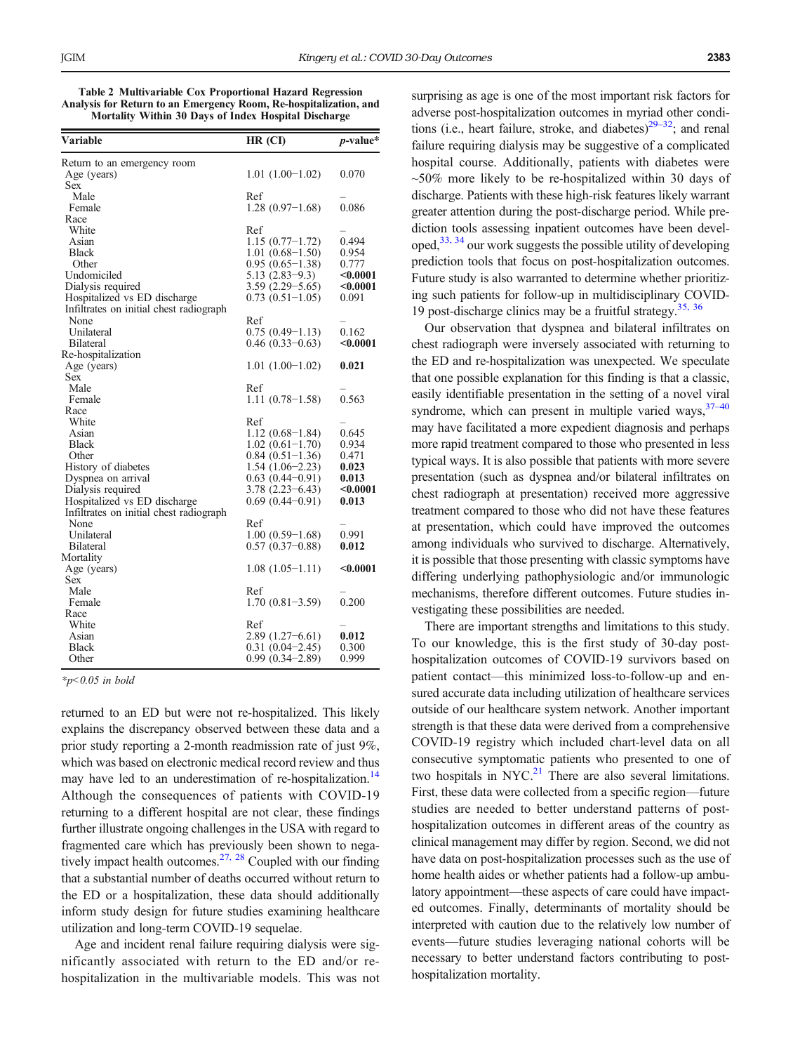**Table 2 Multivariable Cox Proportional Hazard Regression Analysis for Return to an Emergency Room, Re-hospitalization, and Mortality Within 30 Days of Index Hospital Discharge**

| Variable | HR (CI) | *p*-value* |
|---|---|---|
| Return to an emergency room | | |
| Age (years) | 1.01 (1.00−1.02) | 0.070 |
| Sex | | |
| Male | Ref | – |
| Female | 1.28 (0.97−1.68) | 0.086 |
| Race | | |
| White | Ref | – |
| Asian | 1.15 (0.77−1.72) | 0.494 |
| Black | 1.01 (0.68−1.50) | 0.954 |
| Other | 0.95 (0.65−1.38) | 0.777 |
| Undomiciled | 5.13 (2.83−9.3) | **<0.0001** |
| Dialysis required | 3.59 (2.29−5.65) | **<0.0001** |
| Hospitalized vs ED discharge | 0.73 (0.51−1.05) | 0.091 |
| Infiltrates on initial chest radiograph | | |
| None | Ref | – |
| Unilateral | 0.75 (0.49−1.13) | 0.162 |
| Bilateral | 0.46 (0.33−0.63) | **<0.0001** |
| Re-hospitalization | | |
| Age (years) | 1.01 (1.00−1.02) | **0.021** |
| Sex | | |
| Male | Ref | – |
| Female | 1.11 (0.78−1.58) | 0.563 |
| Race | | |
| White | Ref | – |
| Asian | 1.12 (0.68−1.84) | 0.645 |
| Black | 1.02 (0.61−1.70) | 0.934 |
| Other | 0.84 (0.51−1.36) | 0.471 |
| History of diabetes | 1.54 (1.06−2.23) | **0.023** |
| Dyspnea on arrival | 0.63 (0.44−0.91) | **0.013** |
| Dialysis required | 3.78 (2.23−6.43) | **<0.0001** |
| Hospitalized vs ED discharge | 0.69 (0.44−0.91) | **0.013** |
| Infiltrates on initial chest radiograph | | |
| None | Ref | – |
| Unilateral | 1.00 (0.59−1.68) | 0.991 |
| Bilateral | 0.57 (0.37−0.88) | **0.012** |
| Mortality | | |
| Age (years) | 1.08 (1.05−1.11) | **<0.0001** |
| Sex | | |
| Male | Ref | – |
| Female | 1.70 (0.81−3.59) | 0.200 |
| Race | | |
| White | Ref | – |
| Asian | 2.89 (1.27−6.61) | **0.012** |
| Black | 0.31 (0.04−2.45) | 0.300 |
| Other | 0.99 (0.34−2.89) | 0.999 |

**p*<0.05 in bold*

returned to an ED but were not re-hospitalized. This likely explains the discrepancy observed between these data and a prior study reporting a 2-month readmission rate of just 9%, which was based on electronic medical record review and thus may have led to an underestimation of re-hospitalization.[14] Although the consequences of patients with COVID-19 returning to a different hospital are not clear, these findings further illustrate ongoing challenges in the USA with regard to fragmented care which has previously been shown to negatively impact health outcomes.[27, 28] Coupled with our finding that a substantial number of deaths occurred without return to the ED or a hospitalization, these data should additionally inform study design for future studies examining healthcare utilization and long-term COVID-19 sequelae.

Age and incident renal failure requiring dialysis were significantly associated with return to the ED and/or re-hospitalization in the multivariable models. This was not surprising as age is one of the most important risk factors for adverse post-hospitalization outcomes in myriad other conditions (i.e., heart failure, stroke, and diabetes)[29–32]; and renal failure requiring dialysis may be suggestive of a complicated hospital course. Additionally, patients with diabetes were ~50% more likely to be re-hospitalized within 30 days of discharge. Patients with these high-risk features likely warrant greater attention during the post-discharge period. While prediction tools assessing inpatient outcomes have been developed,[33, 34] our work suggests the possible utility of developing prediction tools that focus on post-hospitalization outcomes. Future study is also warranted to determine whether prioritizing such patients for follow-up in multidisciplinary COVID-19 post-discharge clinics may be a fruitful strategy.[35, 36]

Our observation that dyspnea and bilateral infiltrates on chest radiograph were inversely associated with returning to the ED and re-hospitalization was unexpected. We speculate that one possible explanation for this finding is that a classic, easily identifiable presentation in the setting of a novel viral syndrome, which can present in multiple varied ways,[37–40] may have facilitated a more expedient diagnosis and perhaps more rapid treatment compared to those who presented in less typical ways. It is also possible that patients with more severe presentation (such as dyspnea and/or bilateral infiltrates on chest radiograph at presentation) received more aggressive treatment compared to those who did not have these features at presentation, which could have improved the outcomes among individuals who survived to discharge. Alternatively, it is possible that those presenting with classic symptoms have differing underlying pathophysiologic and/or immunologic mechanisms, therefore different outcomes. Future studies investigating these possibilities are needed.

There are important strengths and limitations to this study. To our knowledge, this is the first study of 30-day post-hospitalization outcomes of COVID-19 survivors based on patient contact—this minimized loss-to-follow-up and ensured accurate data including utilization of healthcare services outside of our healthcare system network. Another important strength is that these data were derived from a comprehensive COVID-19 registry which included chart-level data on all consecutive symptomatic patients who presented to one of two hospitals in NYC.[21] There are also several limitations. First, these data were collected from a specific region—future studies are needed to better understand patterns of post-hospitalization outcomes in different areas of the country as clinical management may differ by region. Second, we did not have data on post-hospitalization processes such as the use of home health aides or whether patients had a follow-up ambulatory appointment—these aspects of care could have impacted outcomes. Finally, determinants of mortality should be interpreted with caution due to the relatively low number of events—future studies leveraging national cohorts will be necessary to better understand factors contributing to post-hospitalization mortality.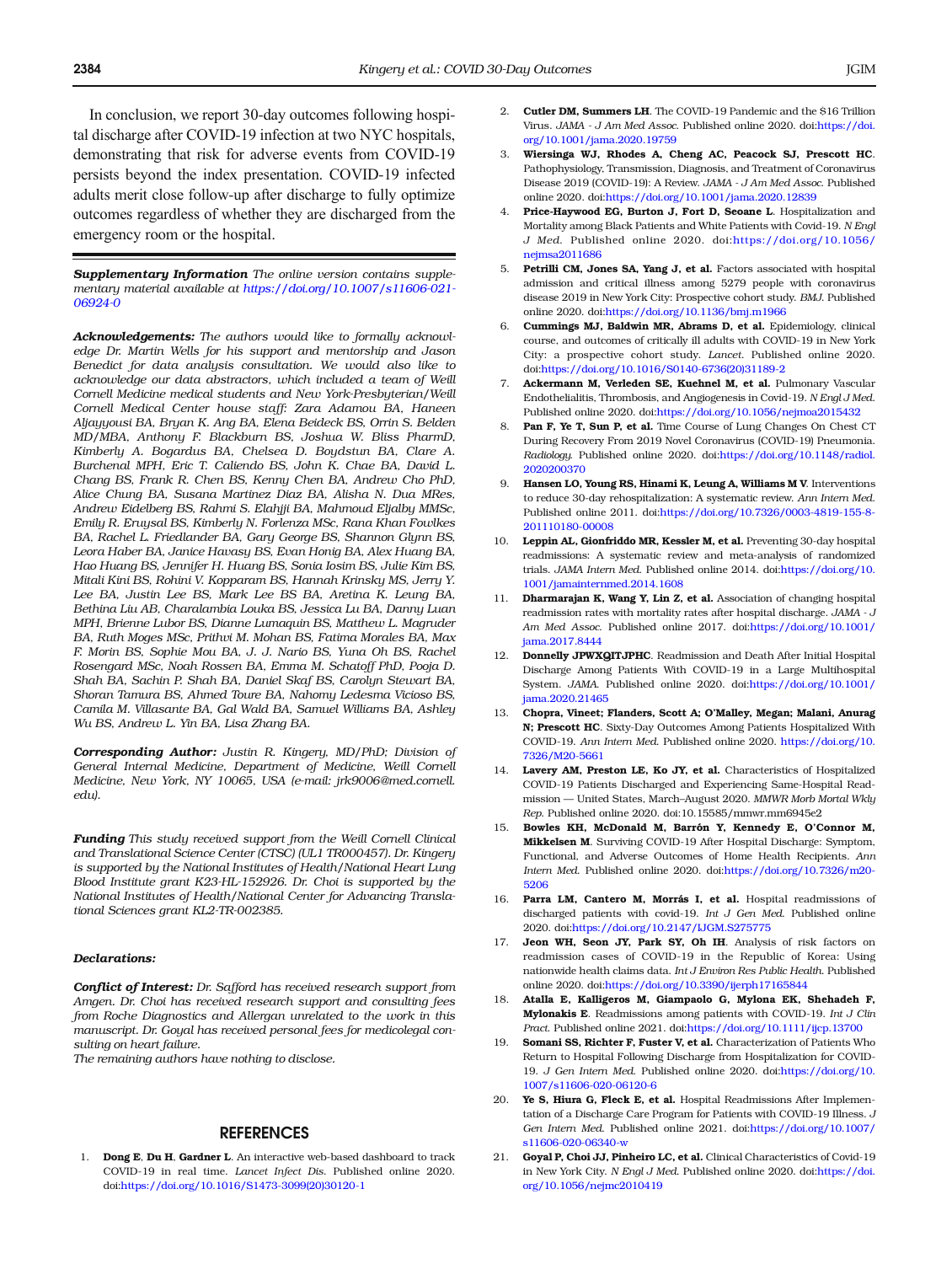In conclusion, we report 30-day outcomes following hospital discharge after COVID-19 infection at two NYC hospitals, demonstrating that risk for adverse events from COVID-19 persists beyond the index presentation. COVID-19 infected adults merit close follow-up after discharge to fully optimize outcomes regardless of whether they are discharged from the emergency room or the hospital.

***Supplementary Information*** *The online version contains supplementary material available at https://doi.org/10.1007/s11606-021-06924-0*

***Acknowledgements:*** *The authors would like to formally acknowledge Dr. Martin Wells for his support and mentorship and Jason Benedict for data analysis consultation. We would also like to acknowledge our data abstractors, which included a team of Weill Cornell Medicine medical students and New York-Presbyterian/Weill Cornell Medical Center house staff: Zara Adamou BA, Haneen Aljayyousi BA, Bryan K. Ang BA, Elena Beideck BS, Orrin S. Belden MD/MBA, Anthony F. Blackburn BS, Joshua W. Bliss PharmD, Kimberly A. Bogardus BA, Chelsea D. Boydstun BA, Clare A. Burchenal MPH, Eric T. Caliendo BS, John K. Chae BA, David L. Chang BS, Frank R. Chen BS, Kenny Chen BA, Andrew Cho PhD, Alice Chung BA, Susana Martinez Diaz BA, Alisha N. Dua MRes, Andrew Eidelberg BS, Rahmi S. Elahjji BA, Mahmoud Eljalby MMSc, Emily R. Eruysal BS, Kimberly N. Forlenza MSc, Rana Khan Fowlkes BA, Rachel L. Friedlander BA, Gary George BS, Shannon Glynn BS, Leora Haber BA, Janice Havasy BS, Evan Honig BA, Alex Huang BA, Hao Huang BS, Jennifer H. Huang BS, Sonia Iosim BS, Julie Kim BS, Mitali Kini BS, Rohini V. Kopparam BS, Hannah Krinsky MS, Jerry Y. Lee BA, Justin Lee BS, Mark Lee BS BA, Aretina K. Leung BA, Bethina Liu AB, Charalambia Louka BS, Jessica Lu BA, Danny Luan MPH, Brienne Lubor BS, Dianne Lumaquin BS, Matthew L. Magruder BA, Ruth Moges MSc, Prithvi M. Mohan BS, Fatima Morales BA, Max F. Morin BS, Sophie Mou BA, J. J. Nario BS, Yuna Oh BS, Rachel Rosengard MSc, Noah Rossen BA, Emma M. Schatoff PhD, Pooja D. Shah BA, Sachin P. Shah BA, Daniel Skaf BS, Carolyn Stewart BA, Shoran Tamura BS, Ahmed Toure BA, Nahomy Ledesma Vicioso BS, Camila M. Villasante BA, Gal Wald BA, Samuel Williams BA, Ashley Wu BS, Andrew L. Yin BA, Lisa Zhang BA.*

***Corresponding Author:*** *Justin R. Kingery, MD/PhD; Division of General Internal Medicine, Department of Medicine, Weill Cornell Medicine, New York, NY 10065, USA (e-mail: jrk9006@med.cornell.edu).*

***Funding*** *This study received support from the Weill Cornell Clinical and Translational Science Center (CTSC) (UL1 TR000457). Dr. Kingery is supported by the National Institutes of Health/National Heart Lung Blood Institute grant K23-HL-152926. Dr. Choi is supported by the National Institutes of Health/National Center for Advancing Translational Sciences grant KL2-TR-002385.*

***Declarations:***

***Conflict of Interest:*** *Dr. Safford has received research support from Amgen. Dr. Choi has received research support and consulting fees from Roche Diagnostics and Allergan unrelated to the work in this manuscript. Dr. Goyal has received personal fees for medicolegal consulting on heart failure.*
*The remaining authors have nothing to disclose.*

## REFERENCES

1. **Dong E, Du H, Gardner L.** An interactive web-based dashboard to track COVID-19 in real time. *Lancet Infect Dis.* Published online 2020. doi:https://doi.org/10.1016/S1473-3099(20)30120-1
2. **Cutler DM, Summers LH.** The COVID-19 Pandemic and the $16 Trillion Virus. *JAMA - J Am Med Assoc.* Published online 2020. doi:https://doi.org/10.1001/jama.2020.19759
3. **Wiersinga WJ, Rhodes A, Cheng AC, Peacock SJ, Prescott HC.** Pathophysiology, Transmission, Diagnosis, and Treatment of Coronavirus Disease 2019 (COVID-19): A Review. *JAMA - J Am Med Assoc.* Published online 2020. doi:https://doi.org/10.1001/jama.2020.12839
4. **Price-Haywood EG, Burton J, Fort D, Seoane L.** Hospitalization and Mortality among Black Patients and White Patients with Covid-19. *N Engl J Med.* Published online 2020. doi:https://doi.org/10.1056/nejmsa2011686
5. **Petrilli CM, Jones SA, Yang J, et al.** Factors associated with hospital admission and critical illness among 5279 people with coronavirus disease 2019 in New York City: Prospective cohort study. *BMJ.* Published online 2020. doi:https://doi.org/10.1136/bmj.m1966
6. **Cummings MJ, Baldwin MR, Abrams D, et al.** Epidemiology, clinical course, and outcomes of critically ill adults with COVID-19 in New York City: a prospective cohort study. *Lancet.* Published online 2020. doi:https://doi.org/10.1016/S0140-6736(20)31189-2
7. **Ackermann M, Verleden SE, Kuehnel M, et al.** Pulmonary Vascular Endothelialitis, Thrombosis, and Angiogenesis in Covid-19. *N Engl J Med.* Published online 2020. doi:https://doi.org/10.1056/nejmoa2015432
8. **Pan F, Ye T, Sun P, et al.** Time Course of Lung Changes On Chest CT During Recovery From 2019 Novel Coronavirus (COVID-19) Pneumonia. *Radiology.* Published online 2020. doi:https://doi.org/10.1148/radiol.2020200370
9. **Hansen LO, Young RS, Hinami K, Leung A, Williams M V.** Interventions to reduce 30-day rehospitalization: A systematic review. *Ann Intern Med.* Published online 2011. doi:https://doi.org/10.7326/0003-4819-155-8-201110180-00008
10. **Leppin AL, Gionfriddo MR, Kessler M, et al.** Preventing 30-day hospital readmissions: A systematic review and meta-analysis of randomized trials. *JAMA Intern Med.* Published online 2014. doi:https://doi.org/10.1001/jamainternmed.2014.1608
11. **Dharmarajan K, Wang Y, Lin Z, et al.** Association of changing hospital readmission rates with mortality rates after hospital discharge. *JAMA - J Am Med Assoc.* Published online 2017. doi:https://doi.org/10.1001/jama.2017.8444
12. **Donnelly JPWXQITJPHC.** Readmission and Death After Initial Hospital Discharge Among Patients With COVID-19 in a Large Multihospital System. *JAMA.* Published online 2020. doi:https://doi.org/10.1001/jama.2020.21465
13. **Chopra, Vineet; Flanders, Scott A; O'Malley, Megan; Malani, Anurag N; Prescott HC.** Sixty-Day Outcomes Among Patients Hospitalized With COVID-19. *Ann Intern Med.* Published online 2020. https://doi.org/10.7326/M20-5661
14. **Lavery AM, Preston LE, Ko JY, et al.** Characteristics of Hospitalized COVID-19 Patients Discharged and Experiencing Same-Hospital Readmission — United States, March–August 2020. *MMWR Morb Mortal Wkly Rep.* Published online 2020. doi:10.15585/mmwr.mm6945e2
15. **Bowles KH, McDonald M, Barrón Y, Kennedy E, O'Connor M, Mikkelsen M.** Surviving COVID-19 After Hospital Discharge: Symptom, Functional, and Adverse Outcomes of Home Health Recipients. *Ann Intern Med.* Published online 2020. doi:https://doi.org/10.7326/m20-5206
16. **Parra LM, Cantero M, Morrás I, et al.** Hospital readmissions of discharged patients with covid-19. *Int J Gen Med.* Published online 2020. doi:https://doi.org/10.2147/IJGM.S275775
17. **Jeon WH, Seon JY, Park SY, Oh IH.** Analysis of risk factors on readmission cases of COVID-19 in the Republic of Korea: Using nationwide health claims data. *Int J Environ Res Public Health.* Published online 2020. doi:https://doi.org/10.3390/ijerph17165844
18. **Atalla E, Kalligeros M, Giampaolo G, Mylona EK, Shehadeh F, Mylonakis E.** Readmissions among patients with COVID-19. *Int J Clin Pract.* Published online 2021. doi:https://doi.org/10.1111/ijcp.13700
19. **Somani SS, Richter F, Fuster V, et al.** Characterization of Patients Who Return to Hospital Following Discharge from Hospitalization for COVID-19. *J Gen Intern Med.* Published online 2020. doi:https://doi.org/10.1007/s11606-020-06120-6
20. **Ye S, Hiura G, Fleck E, et al.** Hospital Readmissions After Implementation of a Discharge Care Program for Patients with COVID-19 Illness. *J Gen Intern Med.* Published online 2021. doi:https://doi.org/10.1007/s11606-020-06340-w
21. **Goyal P, Choi JJ, Pinheiro LC, et al.** Clinical Characteristics of Covid-19 in New York City. *N Engl J Med.* Published online 2020. doi:https://doi.org/10.1056/nejmc2010419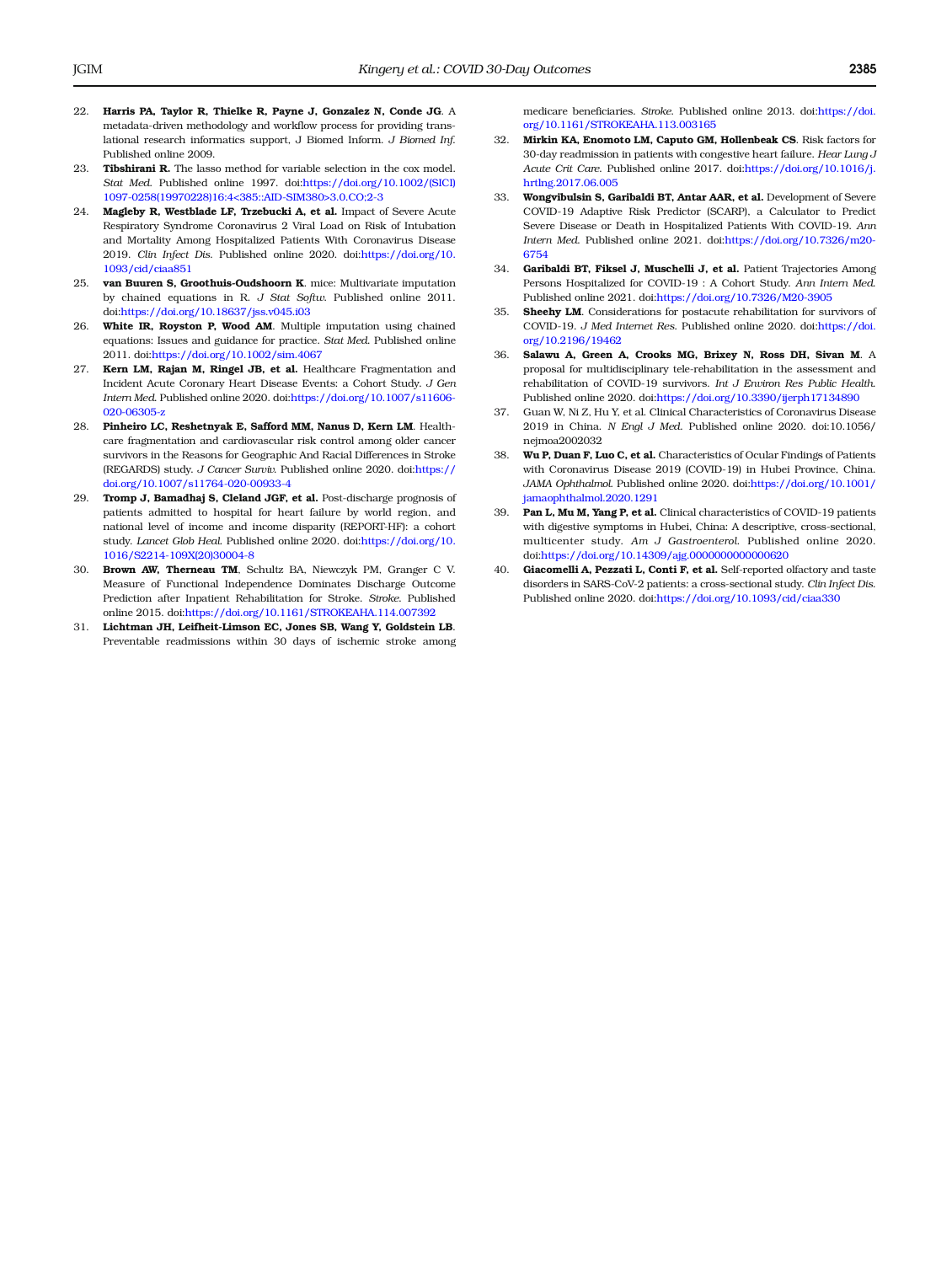22. **Harris PA, Taylor R, Thielke R, Payne J, Gonzalez N, Conde JG**. A metadata-driven methodology and workflow process for providing translational research informatics support, J Biomed Inform. *J Biomed Inf.* Published online 2009.
23. **Tibshirani R.** The lasso method for variable selection in the cox model. *Stat Med.* Published online 1997. doi:https://doi.org/10.1002/(SICI)1097-0258(19970228)16:4<385::AID-SIM380>3.0.CO;2-3
24. **Magleby R, Westblade LF, Trzebucki A, et al.** Impact of Severe Acute Respiratory Syndrome Coronavirus 2 Viral Load on Risk of Intubation and Mortality Among Hospitalized Patients With Coronavirus Disease 2019. *Clin Infect Dis.* Published online 2020. doi:https://doi.org/10.1093/cid/ciaa851
25. **van Buuren S, Groothuis-Oudshoorn K**. mice: Multivariate imputation by chained equations in R. *J Stat Softw.* Published online 2011. doi:https://doi.org/10.18637/jss.v045.i03
26. **White IR, Royston P, Wood AM**. Multiple imputation using chained equations: Issues and guidance for practice. *Stat Med.* Published online 2011. doi:https://doi.org/10.1002/sim.4067
27. **Kern LM, Rajan M, Ringel JB, et al.** Healthcare Fragmentation and Incident Acute Coronary Heart Disease Events: a Cohort Study. *J Gen Intern Med.* Published online 2020. doi:https://doi.org/10.1007/s11606-020-06305-z
28. **Pinheiro LC, Reshetnyak E, Safford MM, Nanus D, Kern LM**. Healthcare fragmentation and cardiovascular risk control among older cancer survivors in the Reasons for Geographic And Racial Differences in Stroke (REGARDS) study. *J Cancer Surviv.* Published online 2020. doi:https://doi.org/10.1007/s11764-020-00933-4
29. **Tromp J, Bamadhaj S, Cleland JGF, et al.** Post-discharge prognosis of patients admitted to hospital for heart failure by world region, and national level of income and income disparity (REPORT-HF): a cohort study. *Lancet Glob Heal.* Published online 2020. doi:https://doi.org/10.1016/S2214-109X(20)30004-8
30. **Brown AW, Therneau TM**, Schultz BA, Niewczyk PM, Granger C V. Measure of Functional Independence Dominates Discharge Outcome Prediction after Inpatient Rehabilitation for Stroke. *Stroke.* Published online 2015. doi:https://doi.org/10.1161/STROKEAHA.114.007392
31. **Lichtman JH, Leifheit-Limson EC, Jones SB, Wang Y, Goldstein LB**. Preventable readmissions within 30 days of ischemic stroke among medicare beneficiaries. *Stroke.* Published online 2013. doi:https://doi.org/10.1161/STROKEAHA.113.003165
32. **Mirkin KA, Enomoto LM, Caputo GM, Hollenbeak CS**. Risk factors for 30-day readmission in patients with congestive heart failure. *Hear Lung J Acute Crit Care.* Published online 2017. doi:https://doi.org/10.1016/j.hrtlng.2017.06.005
33. **Wongvibulsin S, Garibaldi BT, Antar AAR, et al.** Development of Severe COVID-19 Adaptive Risk Predictor (SCARP), a Calculator to Predict Severe Disease or Death in Hospitalized Patients With COVID-19. *Ann Intern Med.* Published online 2021. doi:https://doi.org/10.7326/m20-6754
34. **Garibaldi BT, Fiksel J, Muschelli J, et al.** Patient Trajectories Among Persons Hospitalized for COVID-19 : A Cohort Study. *Ann Intern Med.* Published online 2021. doi:https://doi.org/10.7326/M20-3905
35. **Sheehy LM**. Considerations for postacute rehabilitation for survivors of COVID-19. *J Med Internet Res.* Published online 2020. doi:https://doi.org/10.2196/19462
36. **Salawu A, Green A, Crooks MG, Brixey N, Ross DH, Sivan M**. A proposal for multidisciplinary tele-rehabilitation in the assessment and rehabilitation of COVID-19 survivors. *Int J Environ Res Public Health.* Published online 2020. doi:https://doi.org/10.3390/ijerph17134890
37. Guan W, Ni Z, Hu Y, et al. Clinical Characteristics of Coronavirus Disease 2019 in China. *N Engl J Med.* Published online 2020. doi:10.1056/nejmoa2002032
38. **Wu P, Duan F, Luo C, et al.** Characteristics of Ocular Findings of Patients with Coronavirus Disease 2019 (COVID-19) in Hubei Province, China. *JAMA Ophthalmol.* Published online 2020. doi:https://doi.org/10.1001/jamaophthalmol.2020.1291
39. **Pan L, Mu M, Yang P, et al.** Clinical characteristics of COVID-19 patients with digestive symptoms in Hubei, China: A descriptive, cross-sectional, multicenter study. *Am J Gastroenterol.* Published online 2020. doi:https://doi.org/10.14309/ajg.0000000000000620
40. **Giacomelli A, Pezzati L, Conti F, et al.** Self-reported olfactory and taste disorders in SARS-CoV-2 patients: a cross-sectional study. *Clin Infect Dis.* Published online 2020. doi:https://doi.org/10.1093/cid/ciaa330